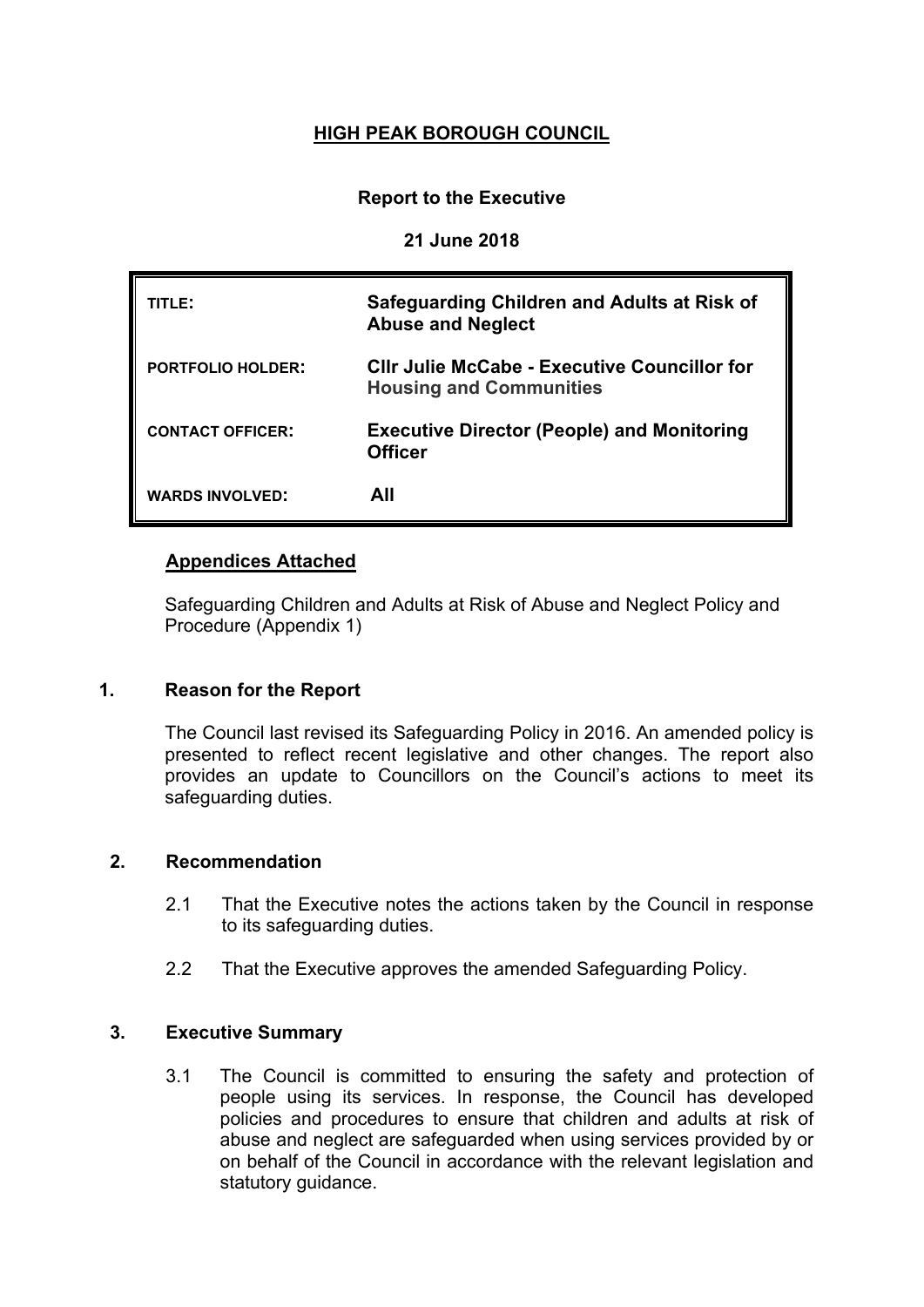# HIGH PEAK BOROUGH COUNCIL

**Report to the Executive**

**21 June 2018**

| | |
|---|---|
| **TITLE:** | **Safeguarding Children and Adults at Risk of Abuse and Neglect** |
| **PORTFOLIO HOLDER:** | **Cllr Julie McCabe - Executive Councillor for Housing and Communities** |
| **CONTACT OFFICER:** | **Executive Director (People) and Monitoring Officer** |
| **WARDS INVOLVED:** | **All** |

## Appendices Attached

Safeguarding Children and Adults at Risk of Abuse and Neglect Policy and Procedure (Appendix 1)

## 1. Reason for the Report

The Council last revised its Safeguarding Policy in 2016. An amended policy is presented to reflect recent legislative and other changes. The report also provides an update to Councillors on the Council's actions to meet its safeguarding duties.

## 2. Recommendation

2.1 That the Executive notes the actions taken by the Council in response to its safeguarding duties.

2.2 That the Executive approves the amended Safeguarding Policy.

## 3. Executive Summary

3.1 The Council is committed to ensuring the safety and protection of people using its services. In response, the Council has developed policies and procedures to ensure that children and adults at risk of abuse and neglect are safeguarded when using services provided by or on behalf of the Council in accordance with the relevant legislation and statutory guidance.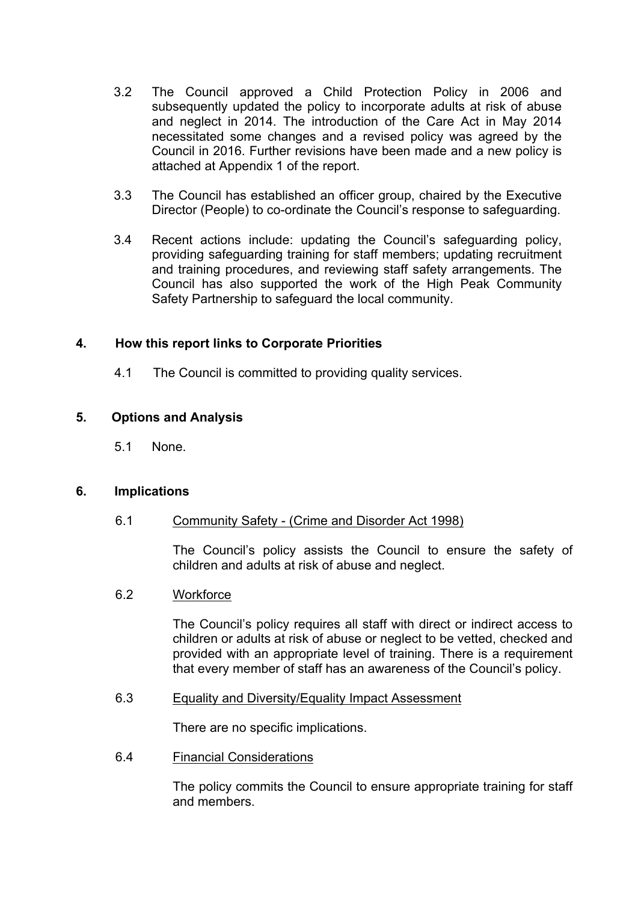3.2 The Council approved a Child Protection Policy in 2006 and subsequently updated the policy to incorporate adults at risk of abuse and neglect in 2014. The introduction of the Care Act in May 2014 necessitated some changes and a revised policy was agreed by the Council in 2016. Further revisions have been made and a new policy is attached at Appendix 1 of the report.

3.3 The Council has established an officer group, chaired by the Executive Director (People) to co-ordinate the Council's response to safeguarding.

3.4 Recent actions include: updating the Council's safeguarding policy, providing safeguarding training for staff members; updating recruitment and training procedures, and reviewing staff safety arrangements. The Council has also supported the work of the High Peak Community Safety Partnership to safeguard the local community.

## 4. How this report links to Corporate Priorities

4.1 The Council is committed to providing quality services.

## 5. Options and Analysis

5.1 None.

## 6. Implications

6.1 Community Safety - (Crime and Disorder Act 1998)

The Council's policy assists the Council to ensure the safety of children and adults at risk of abuse and neglect.

6.2 Workforce

The Council's policy requires all staff with direct or indirect access to children or adults at risk of abuse or neglect to be vetted, checked and provided with an appropriate level of training. There is a requirement that every member of staff has an awareness of the Council's policy.

6.3 Equality and Diversity/Equality Impact Assessment

There are no specific implications.

6.4 Financial Considerations

The policy commits the Council to ensure appropriate training for staff and members.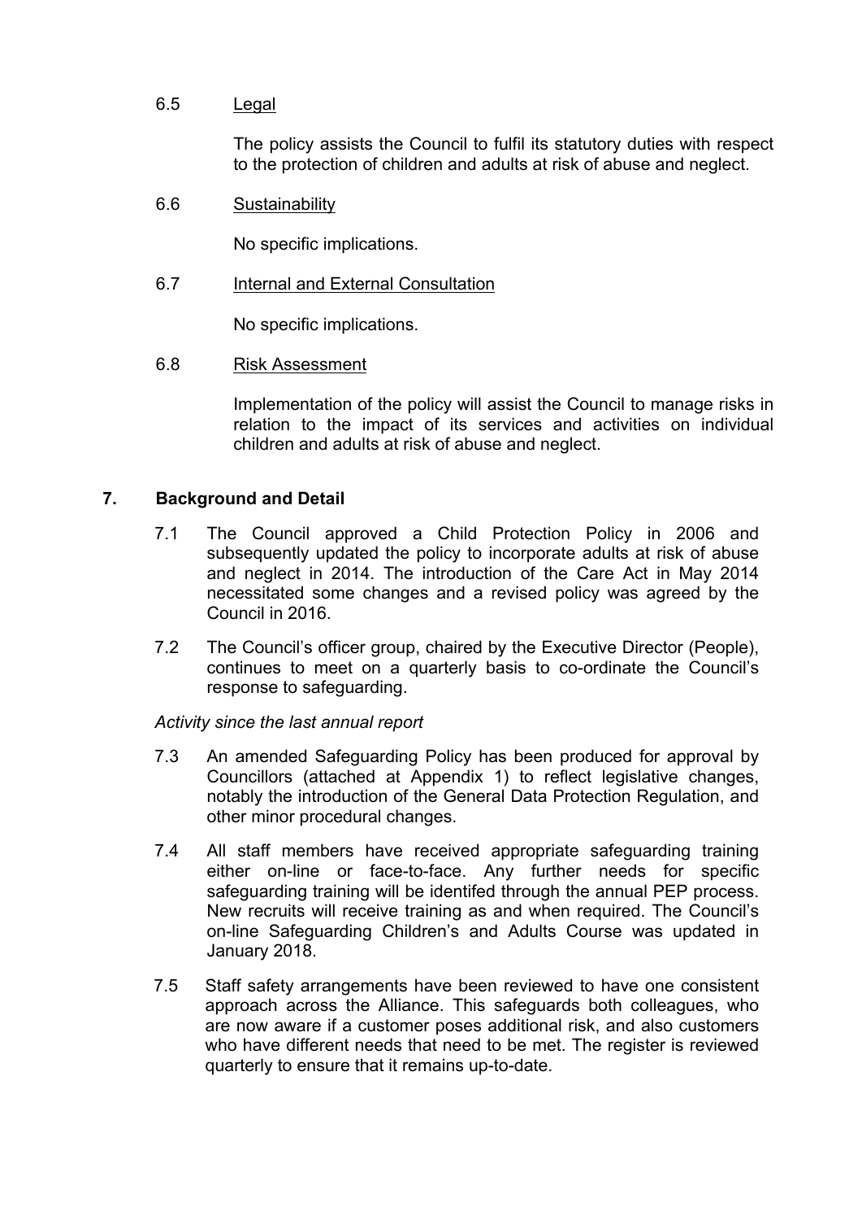6.5 Legal

The policy assists the Council to fulfil its statutory duties with respect to the protection of children and adults at risk of abuse and neglect.

6.6 Sustainability

No specific implications.

6.7 Internal and External Consultation

No specific implications.

6.8 Risk Assessment

Implementation of the policy will assist the Council to manage risks in relation to the impact of its services and activities on individual children and adults at risk of abuse and neglect.

## 7. Background and Detail

7.1 The Council approved a Child Protection Policy in 2006 and subsequently updated the policy to incorporate adults at risk of abuse and neglect in 2014. The introduction of the Care Act in May 2014 necessitated some changes and a revised policy was agreed by the Council in 2016.

7.2 The Council's officer group, chaired by the Executive Director (People), continues to meet on a quarterly basis to co-ordinate the Council's response to safeguarding.

*Activity since the last annual report*

7.3 An amended Safeguarding Policy has been produced for approval by Councillors (attached at Appendix 1) to reflect legislative changes, notably the introduction of the General Data Protection Regulation, and other minor procedural changes.

7.4 All staff members have received appropriate safeguarding training either on-line or face-to-face. Any further needs for specific safeguarding training will be identifed through the annual PEP process. New recruits will receive training as and when required. The Council's on-line Safeguarding Children's and Adults Course was updated in January 2018.

7.5 Staff safety arrangements have been reviewed to have one consistent approach across the Alliance. This safeguards both colleagues, who are now aware if a customer poses additional risk, and also customers who have different needs that need to be met. The register is reviewed quarterly to ensure that it remains up-to-date.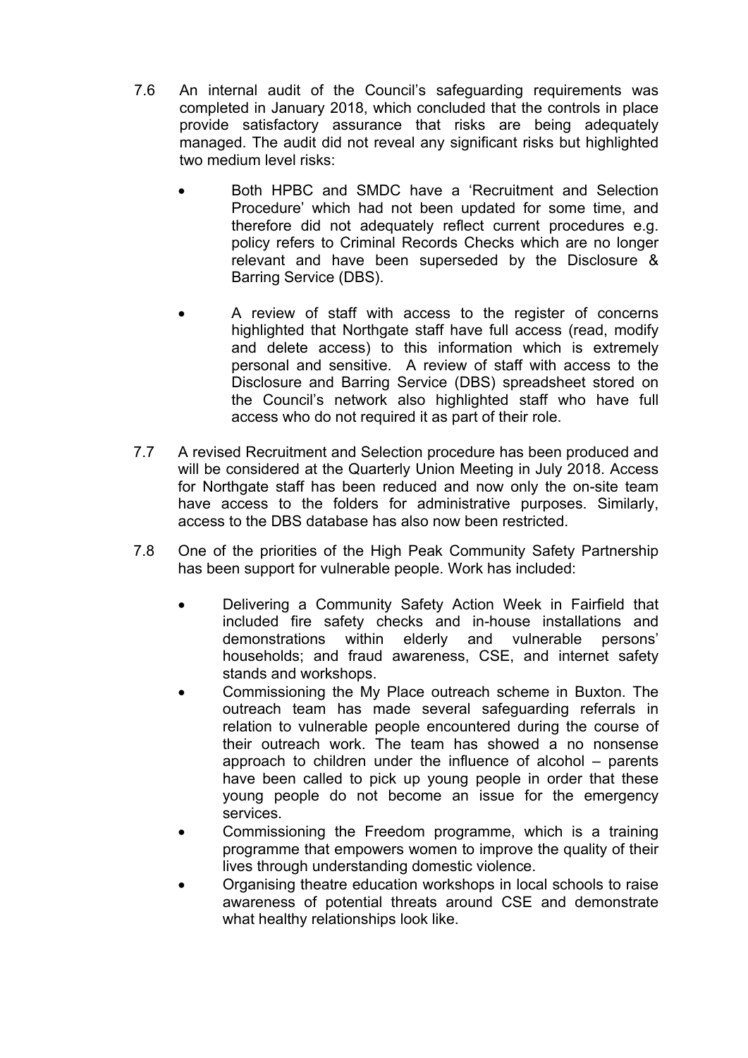7.6 An internal audit of the Council's safeguarding requirements was completed in January 2018, which concluded that the controls in place provide satisfactory assurance that risks are being adequately managed. The audit did not reveal any significant risks but highlighted two medium level risks:

- Both HPBC and SMDC have a 'Recruitment and Selection Procedure' which had not been updated for some time, and therefore did not adequately reflect current procedures e.g. policy refers to Criminal Records Checks which are no longer relevant and have been superseded by the Disclosure & Barring Service (DBS).

- A review of staff with access to the register of concerns highlighted that Northgate staff have full access (read, modify and delete access) to this information which is extremely personal and sensitive. A review of staff with access to the Disclosure and Barring Service (DBS) spreadsheet stored on the Council's network also highlighted staff who have full access who do not required it as part of their role.

7.7 A revised Recruitment and Selection procedure has been produced and will be considered at the Quarterly Union Meeting in July 2018. Access for Northgate staff has been reduced and now only the on-site team have access to the folders for administrative purposes. Similarly, access to the DBS database has also now been restricted.

7.8 One of the priorities of the High Peak Community Safety Partnership has been support for vulnerable people. Work has included:

- Delivering a Community Safety Action Week in Fairfield that included fire safety checks and in-house installations and demonstrations within elderly and vulnerable persons' households; and fraud awareness, CSE, and internet safety stands and workshops.
- Commissioning the My Place outreach scheme in Buxton. The outreach team has made several safeguarding referrals in relation to vulnerable people encountered during the course of their outreach work. The team has showed a no nonsense approach to children under the influence of alcohol – parents have been called to pick up young people in order that these young people do not become an issue for the emergency services.
- Commissioning the Freedom programme, which is a training programme that empowers women to improve the quality of their lives through understanding domestic violence.
- Organising theatre education workshops in local schools to raise awareness of potential threats around CSE and demonstrate what healthy relationships look like.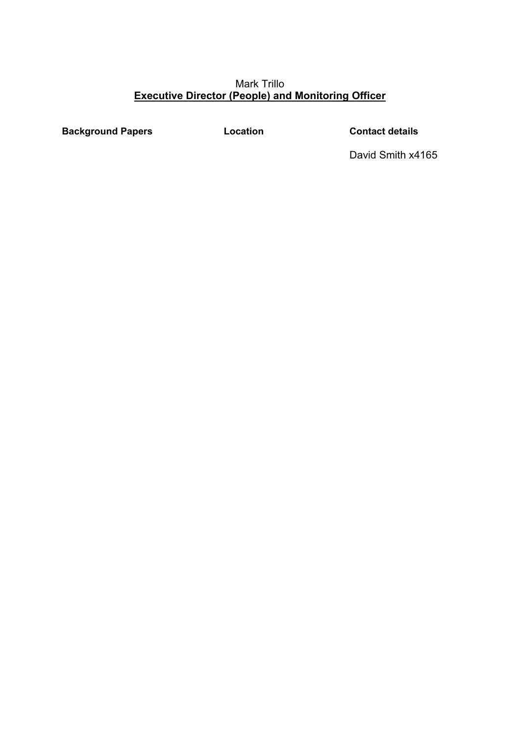Mark Trillo
**Executive Director (People) and Monitoring Officer**

| Background Papers | Location | Contact details |
| --- | --- | --- |
| | | David Smith x4165 |